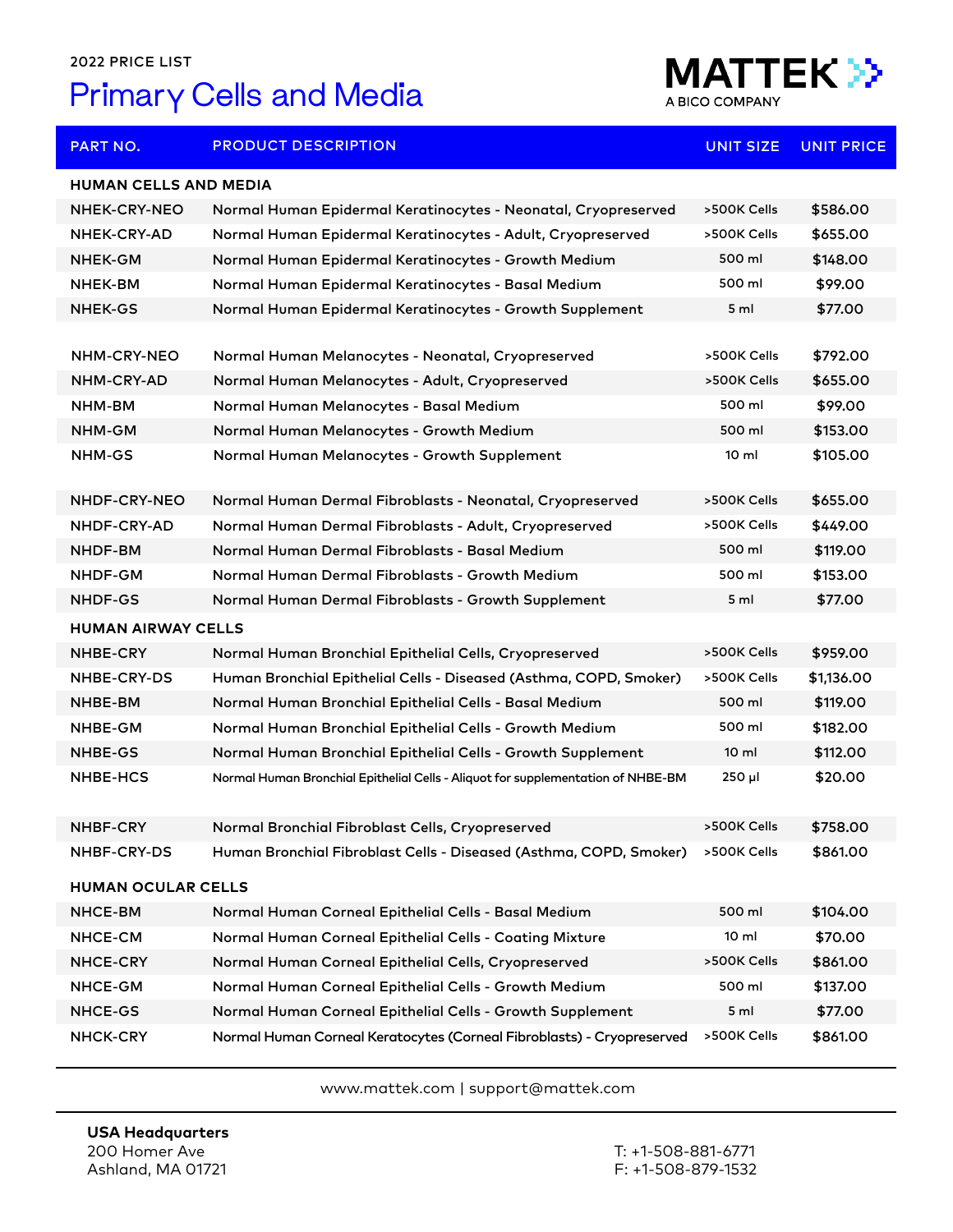2022 PRICE LIST

# Primary Cells and Media

MATTEK
A BICO COMPANY

| PART NO. | PRODUCT DESCRIPTION | UNIT SIZE | UNIT PRICE |
|---|---|---|---|
| **HUMAN CELLS AND MEDIA** | | | |
| NHEK-CRY-NEO | Normal Human Epidermal Keratinocytes - Neonatal, Cryopreserved | >500K Cells | $586.00 |
| NHEK-CRY-AD | Normal Human Epidermal Keratinocytes - Adult, Cryopreserved | >500K Cells | $655.00 |
| NHEK-GM | Normal Human Epidermal Keratinocytes - Growth Medium | 500 ml | $148.00 |
| NHEK-BM | Normal Human Epidermal Keratinocytes - Basal Medium | 500 ml | $99.00 |
| NHEK-GS | Normal Human Epidermal Keratinocytes - Growth Supplement | 5 ml | $77.00 |
| NHM-CRY-NEO | Normal Human Melanocytes - Neonatal, Cryopreserved | >500K Cells | $792.00 |
| NHM-CRY-AD | Normal Human Melanocytes - Adult, Cryopreserved | >500K Cells | $655.00 |
| NHM-BM | Normal Human Melanocytes - Basal Medium | 500 ml | $99.00 |
| NHM-GM | Normal Human Melanocytes - Growth Medium | 500 ml | $153.00 |
| NHM-GS | Normal Human Melanocytes - Growth Supplement | 10 ml | $105.00 |
| NHDF-CRY-NEO | Normal Human Dermal Fibroblasts - Neonatal, Cryopreserved | >500K Cells | $655.00 |
| NHDF-CRY-AD | Normal Human Dermal Fibroblasts - Adult, Cryopreserved | >500K Cells | $449.00 |
| NHDF-BM | Normal Human Dermal Fibroblasts - Basal Medium | 500 ml | $119.00 |
| NHDF-GM | Normal Human Dermal Fibroblasts - Growth Medium | 500 ml | $153.00 |
| NHDF-GS | Normal Human Dermal Fibroblasts - Growth Supplement | 5 ml | $77.00 |
| **HUMAN AIRWAY CELLS** | | | |
| NHBE-CRY | Normal Human Bronchial Epithelial Cells, Cryopreserved | >500K Cells | $959.00 |
| NHBE-CRY-DS | Human Bronchial Epithelial Cells - Diseased (Asthma, COPD, Smoker) | >500K Cells | $1,136.00 |
| NHBE-BM | Normal Human Bronchial Epithelial Cells - Basal Medium | 500 ml | $119.00 |
| NHBE-GM | Normal Human Bronchial Epithelial Cells - Growth Medium | 500 ml | $182.00 |
| NHBE-GS | Normal Human Bronchial Epithelial Cells - Growth Supplement | 10 ml | $112.00 |
| NHBE-HCS | Normal Human Bronchial Epithelial Cells - Aliquot for supplementation of NHBE-BM | 250 µl | $20.00 |
| NHBF-CRY | Normal Bronchial Fibroblast Cells, Cryopreserved | >500K Cells | $758.00 |
| NHBF-CRY-DS | Human Bronchial Fibroblast Cells - Diseased (Asthma, COPD, Smoker) | >500K Cells | $861.00 |
| **HUMAN OCULAR CELLS** | | | |
| NHCE-BM | Normal Human Corneal Epithelial Cells - Basal Medium | 500 ml | $104.00 |
| NHCE-CM | Normal Human Corneal Epithelial Cells - Coating Mixture | 10 ml | $70.00 |
| NHCE-CRY | Normal Human Corneal Epithelial Cells, Cryopreserved | >500K Cells | $861.00 |
| NHCE-GM | Normal Human Corneal Epithelial Cells - Growth Medium | 500 ml | $137.00 |
| NHCE-GS | Normal Human Corneal Epithelial Cells - Growth Supplement | 5 ml | $77.00 |
| NHCK-CRY | Normal Human Corneal Keratocytes (Corneal Fibroblasts) - Cryopreserved | >500K Cells | $861.00 |

www.mattek.com | support@mattek.com

**USA Headquarters**
200 Homer Ave
Ashland, MA 01721

T: +1-508-881-6771
F: +1-508-879-1532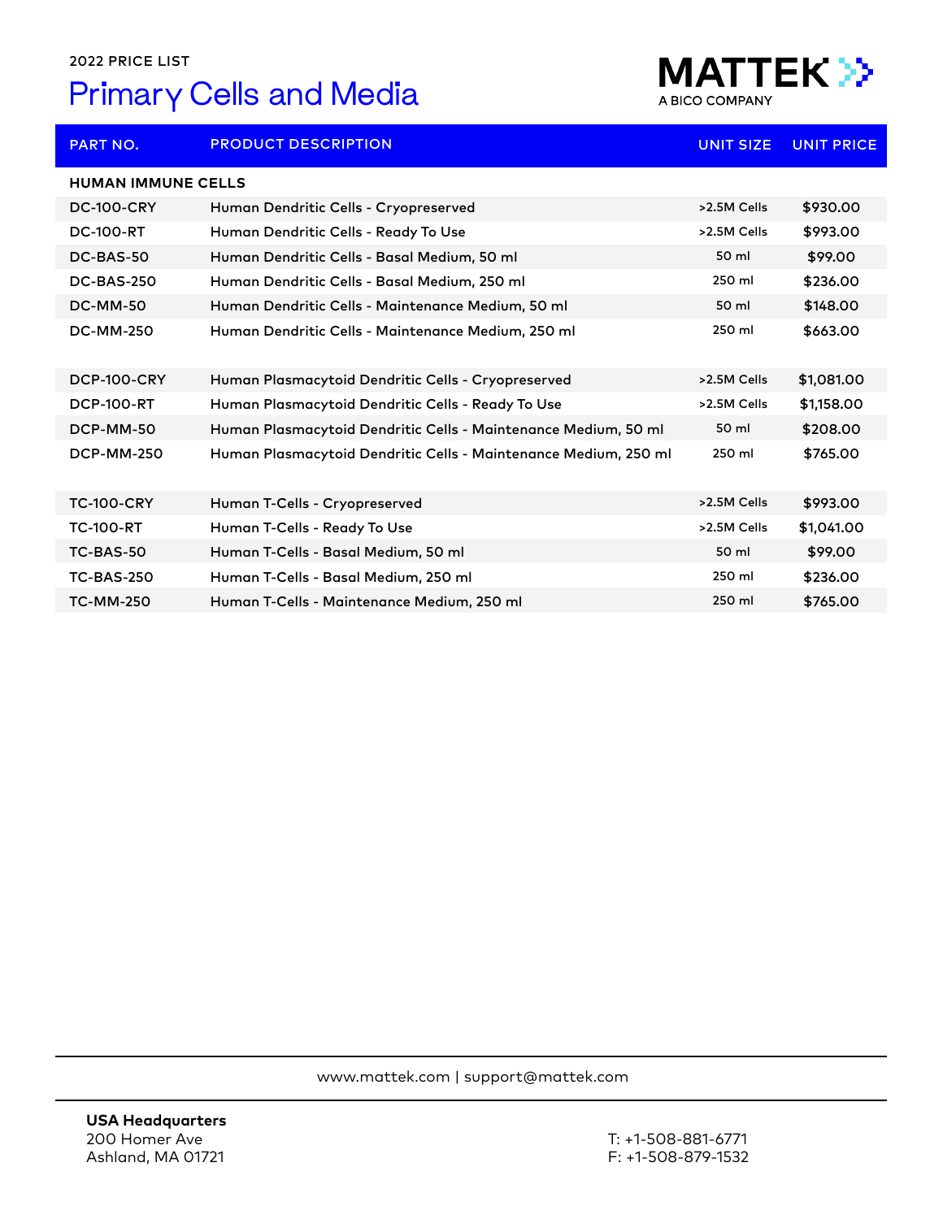2022 PRICE LIST

# Primary Cells and Media

MATTEK
A BICO COMPANY

| PART NO. | PRODUCT DESCRIPTION | UNIT SIZE | UNIT PRICE |
| --- | --- | --- | --- |
| **HUMAN IMMUNE CELLS** | | | |
| DC-100-CRY | Human Dendritic Cells - Cryopreserved | >2.5M Cells | $930.00 |
| DC-100-RT | Human Dendritic Cells - Ready To Use | >2.5M Cells | $993.00 |
| DC-BAS-50 | Human Dendritic Cells - Basal Medium, 50 ml | 50 ml | $99.00 |
| DC-BAS-250 | Human Dendritic Cells - Basal Medium, 250 ml | 250 ml | $236.00 |
| DC-MM-50 | Human Dendritic Cells - Maintenance Medium, 50 ml | 50 ml | $148.00 |
| DC-MM-250 | Human Dendritic Cells - Maintenance Medium, 250 ml | 250 ml | $663.00 |
| DCP-100-CRY | Human Plasmacytoid Dendritic Cells - Cryopreserved | >2.5M Cells | $1,081.00 |
| DCP-100-RT | Human Plasmacytoid Dendritic Cells - Ready To Use | >2.5M Cells | $1,158.00 |
| DCP-MM-50 | Human Plasmacytoid Dendritic Cells - Maintenance Medium, 50 ml | 50 ml | $208.00 |
| DCP-MM-250 | Human Plasmacytoid Dendritic Cells - Maintenance Medium, 250 ml | 250 ml | $765.00 |
| TC-100-CRY | Human T-Cells - Cryopreserved | >2.5M Cells | $993.00 |
| TC-100-RT | Human T-Cells - Ready To Use | >2.5M Cells | $1,041.00 |
| TC-BAS-50 | Human T-Cells - Basal Medium, 50 ml | 50 ml | $99.00 |
| TC-BAS-250 | Human T-Cells - Basal Medium, 250 ml | 250 ml | $236.00 |
| TC-MM-250 | Human T-Cells - Maintenance Medium, 250 ml | 250 ml | $765.00 |

www.mattek.com | support@mattek.com

**USA Headquarters**
200 Homer Ave
Ashland, MA 01721

T: +1-508-881-6771
F: +1-508-879-1532